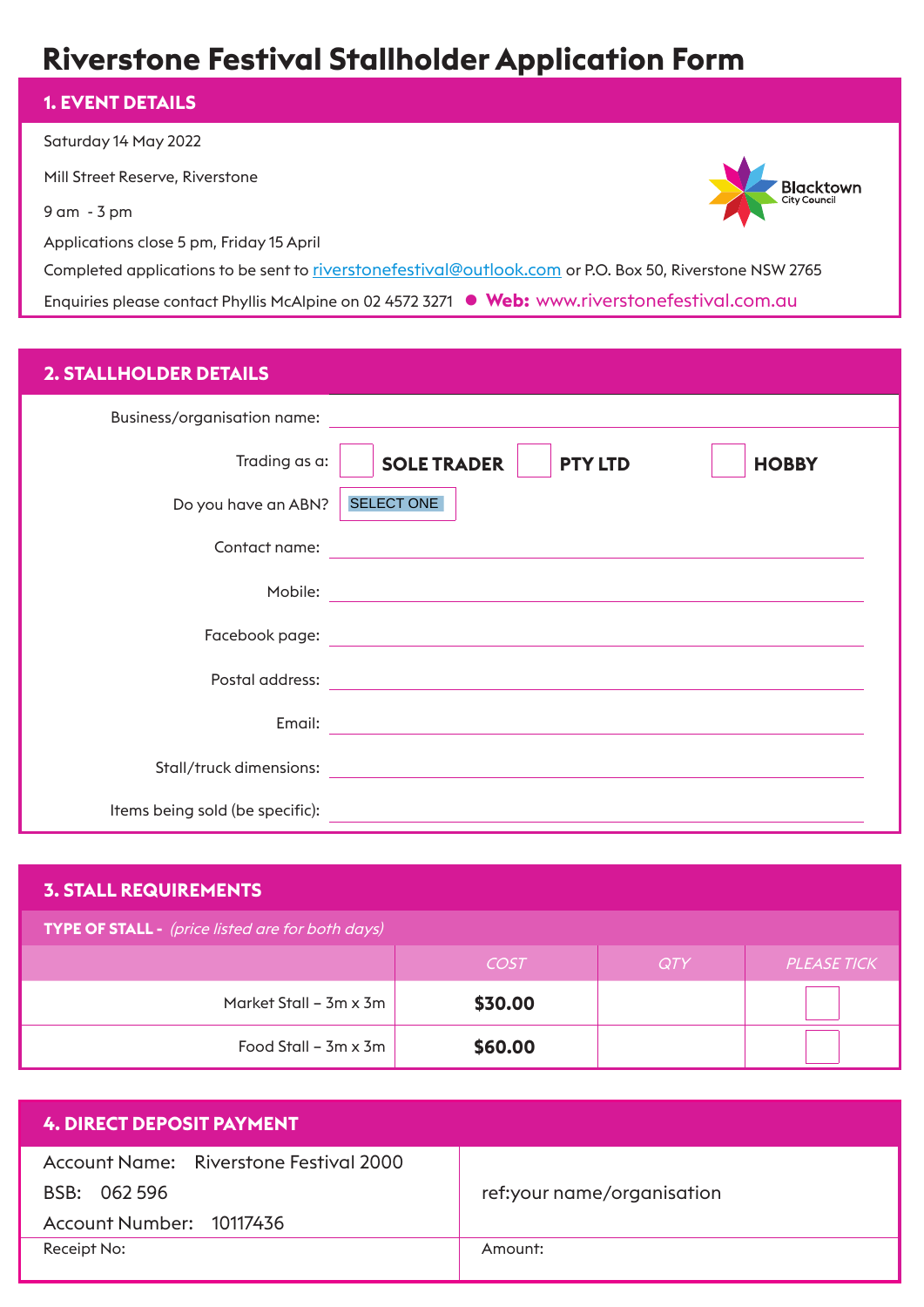# Riverstone Festival Stallholder Application Form

## 1. EVENT DETAILS

Saturday 14 May 2022

Mill Street Reserve, Riverstone

9 am - 3 pm

Applications close 5 pm, Friday 15 April

Blacktown City Council

Completed applications to be sent to riverstonefestival@outlook.com or P.O. Box 50, Riverstone NSW 2765

Enquiries please contact Phyllis McAlpine on 02 4572 3271 ● **Web:** www.riverstonefestival.com.au

## 2. STALLHOLDER DETAILS

Business/organisation name:

Trading as a: ☐ **SOLE TRADER** ☐ **PTY LTD** ☐ **HOBBY**

Do you have an ABN? SELECT ONE

Contact name:

Mobile:

Facebook page:

Postal address:

Email:

Stall/truck dimensions:

Items being sold (be specific):

## 3. STALL REQUIREMENTS

**TYPE OF STALL -** *(price listed are for both days)*

| | *COST* | *QTY* | *PLEASE TICK* |
|---|---|---|---|
| Market Stall – 3m x 3m | **$30.00** | | ☐ |
| Food Stall – 3m x 3m | **$60.00** | | ☐ |

## 4. DIRECT DEPOSIT PAYMENT

| | |
|---|---|
| Account Name: Riverstone Festival 2000<br>BSB: 062 596<br>Account Number: 10117436 | ref:your name/organisation |
| Receipt No: | Amount: |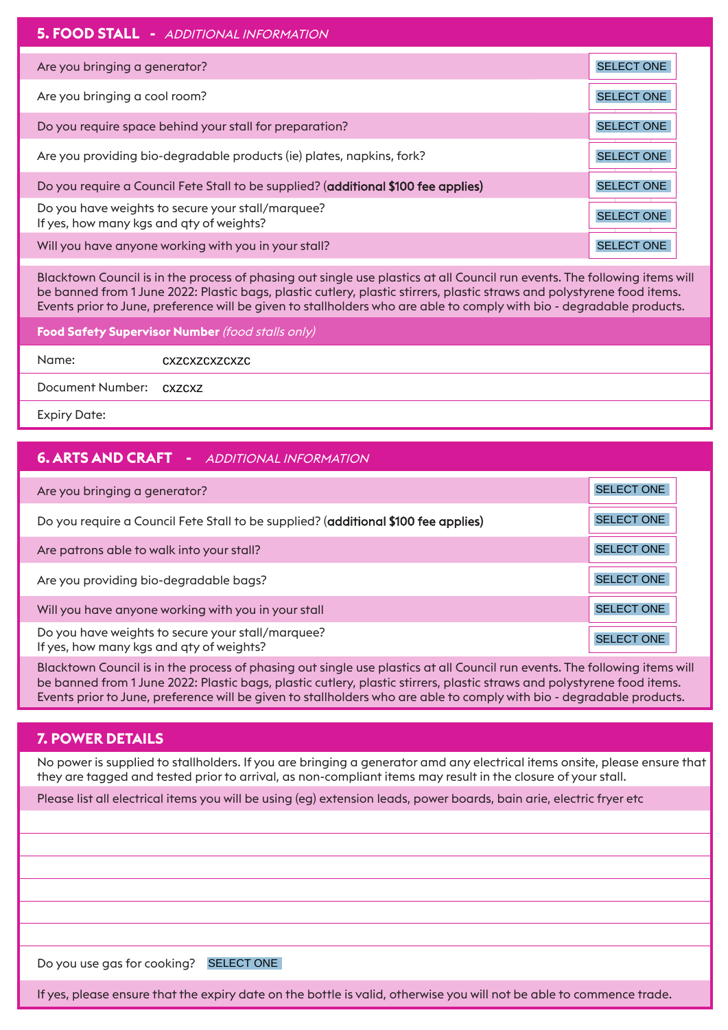## 5. FOOD STALL - *ADDITIONAL INFORMATION*

| | |
|---|---|
| Are you bringing a generator? | SELECT ONE |
| Are you bringing a cool room? | SELECT ONE |
| Do you require space behind your stall for preparation? | SELECT ONE |
| Are you providing bio-degradable products (ie) plates, napkins, fork? | SELECT ONE |
| Do you require a Council Fete Stall to be supplied? (**additional $100 fee applies**) | SELECT ONE |
| Do you have weights to secure your stall/marquee? If yes, how many kgs and qty of weights? | SELECT ONE |
| Will you have anyone working with you in your stall? | SELECT ONE |

Blacktown Council is in the process of phasing out single use plastics at all Council run events. The following items will be banned from 1 June 2022: Plastic bags, plastic cutlery, plastic stirrers, plastic straws and polystyrene food items. Events prior to June, preference will be given to stallholders who are able to comply with bio - degradable products.

**Food Safety Supervisor Number** *(food stalls only)*

| | |
|---|---|
| Name: | cxzcxzcxzcxzc |
| Document Number: | cxzcxz |
| Expiry Date: | |

## 6. ARTS AND CRAFT - *ADDITIONAL INFORMATION*

| | |
|---|---|
| Are you bringing a generator? | SELECT ONE |
| Do you require a Council Fete Stall to be supplied? (**additional $100 fee applies**) | SELECT ONE |
| Are patrons able to walk into your stall? | SELECT ONE |
| Are you providing bio-degradable bags? | SELECT ONE |
| Will you have anyone working with you in your stall | SELECT ONE |
| Do you have weights to secure your stall/marquee? If yes, how many kgs and qty of weights? | SELECT ONE |

Blacktown Council is in the process of phasing out single use plastics at all Council run events. The following items will be banned from 1 June 2022: Plastic bags, plastic cutlery, plastic stirrers, plastic straws and polystyrene food items. Events prior to June, preference will be given to stallholders who are able to comply with bio - degradable products.

## 7. POWER DETAILS

No power is supplied to stallholders. If you are bringing a generator amd any electrical items onsite, please ensure that they are tagged and tested prior to arrival, as non-compliant items may result in the closure of your stall.

Please list all electrical items you will be using (eg) extension leads, power boards, bain arie, electric fryer etc

Do you use gas for cooking? SELECT ONE

If yes, please ensure that the expiry date on the bottle is valid, otherwise you will not be able to commence trade.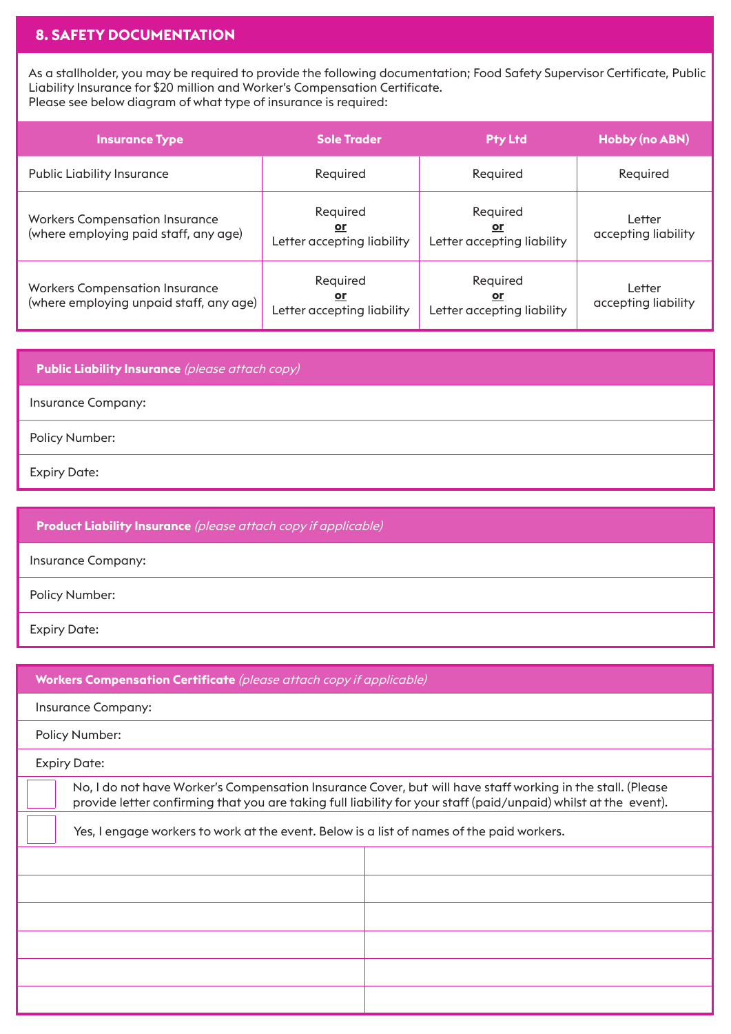## 8. SAFETY DOCUMENTATION

As a stallholder, you may be required to provide the following documentation; Food Safety Supervisor Certificate, Public Liability Insurance for $20 million and Worker's Compensation Certificate.
Please see below diagram of what type of insurance is required:

| Insurance Type | Sole Trader | Pty Ltd | Hobby (no ABN) |
|---|---|---|---|
| Public Liability Insurance | Required | Required | Required |
| Workers Compensation Insurance (where employing paid staff, any age) | Required **or** Letter accepting liability | Required **or** Letter accepting liability | Letter accepting liability |
| Workers Compensation Insurance (where employing unpaid staff, any age) | Required **or** Letter accepting liability | Required **or** Letter accepting liability | Letter accepting liability |

| **Public Liability Insurance** *(please attach copy)* |
|---|
| Insurance Company: |
| Policy Number: |
| Expiry Date: |

| **Product Liability Insurance** *(please attach copy if applicable)* |
|---|
| Insurance Company: |
| Policy Number: |
| Expiry Date: |

| **Workers Compensation Certificate** *(please attach copy if applicable)* |
|---|
| Insurance Company: |
| Policy Number: |
| Expiry Date: |

☐ No, I do not have Worker's Compensation Insurance Cover, but will have staff working in the stall. (Please provide letter confirming that you are taking full liability for your staff (paid/unpaid) whilst at the event).

☐ Yes, I engage workers to work at the event. Below is a list of names of the paid workers.

| | |
|---|---|
| | |
| | |
| | |
| | |
| | |
| | |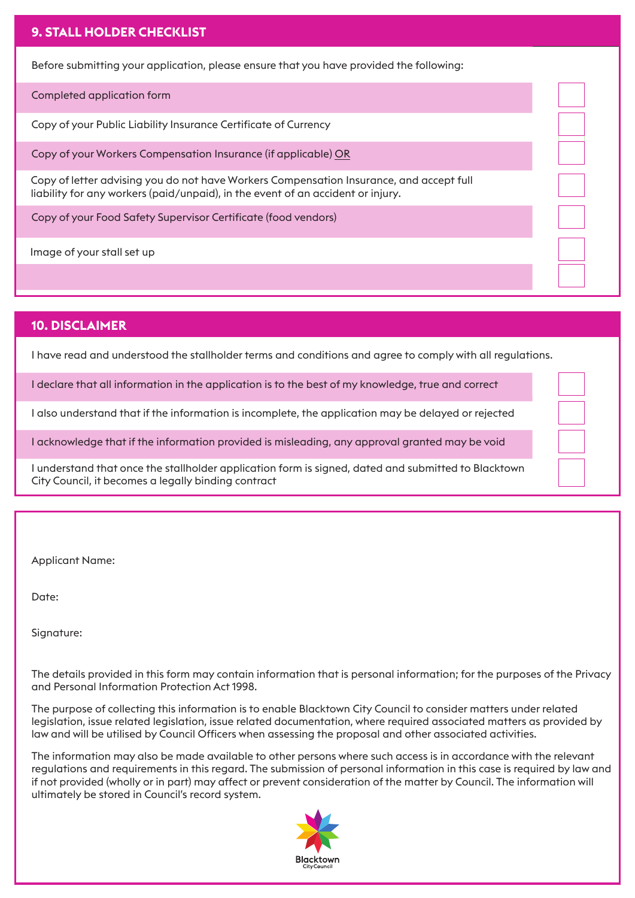## 9. STALL HOLDER CHECKLIST

Before submitting your application, please ensure that you have provided the following:

| | |
|---|---|
| Completed application form | ☐ |
| Copy of your Public Liability Insurance Certificate of Currency | ☐ |
| Copy of your Workers Compensation Insurance (if applicable) OR | ☐ |
| Copy of letter advising you do not have Workers Compensation Insurance, and accept full liability for any workers (paid/unpaid), in the event of an accident or injury. | ☐ |
| Copy of your Food Safety Supervisor Certificate (food vendors) | ☐ |
| Image of your stall set up | ☐ |
| | ☐ |

## 10. DISCLAIMER

I have read and understood the stallholder terms and conditions and agree to comply with all regulations.

| | |
|---|---|
| I declare that all information in the application is to the best of my knowledge, true and correct | ☐ |
| I also understand that if the information is incomplete, the application may be delayed or rejected | ☐ |
| I acknowledge that if the information provided is misleading, any approval granted may be void | ☐ |
| I understand that once the stallholder application form is signed, dated and submitted to Blacktown City Council, it becomes a legally binding contract | ☐ |

Applicant Name:

Date:

Signature:

The details provided in this form may contain information that is personal information; for the purposes of the Privacy and Personal Information Protection Act 1998.

The purpose of collecting this information is to enable Blacktown City Council to consider matters under related legislation, issue related legislation, issue related documentation, where required associated matters as provided by law and will be utilised by Council Officers when assessing the proposal and other associated activities.

The information may also be made available to other persons where such access is in accordance with the relevant regulations and requirements in this regard. The submission of personal information in this case is required by law and if not provided (wholly or in part) may affect or prevent consideration of the matter by Council. The information will ultimately be stored in Council's record system.

Blacktown City Council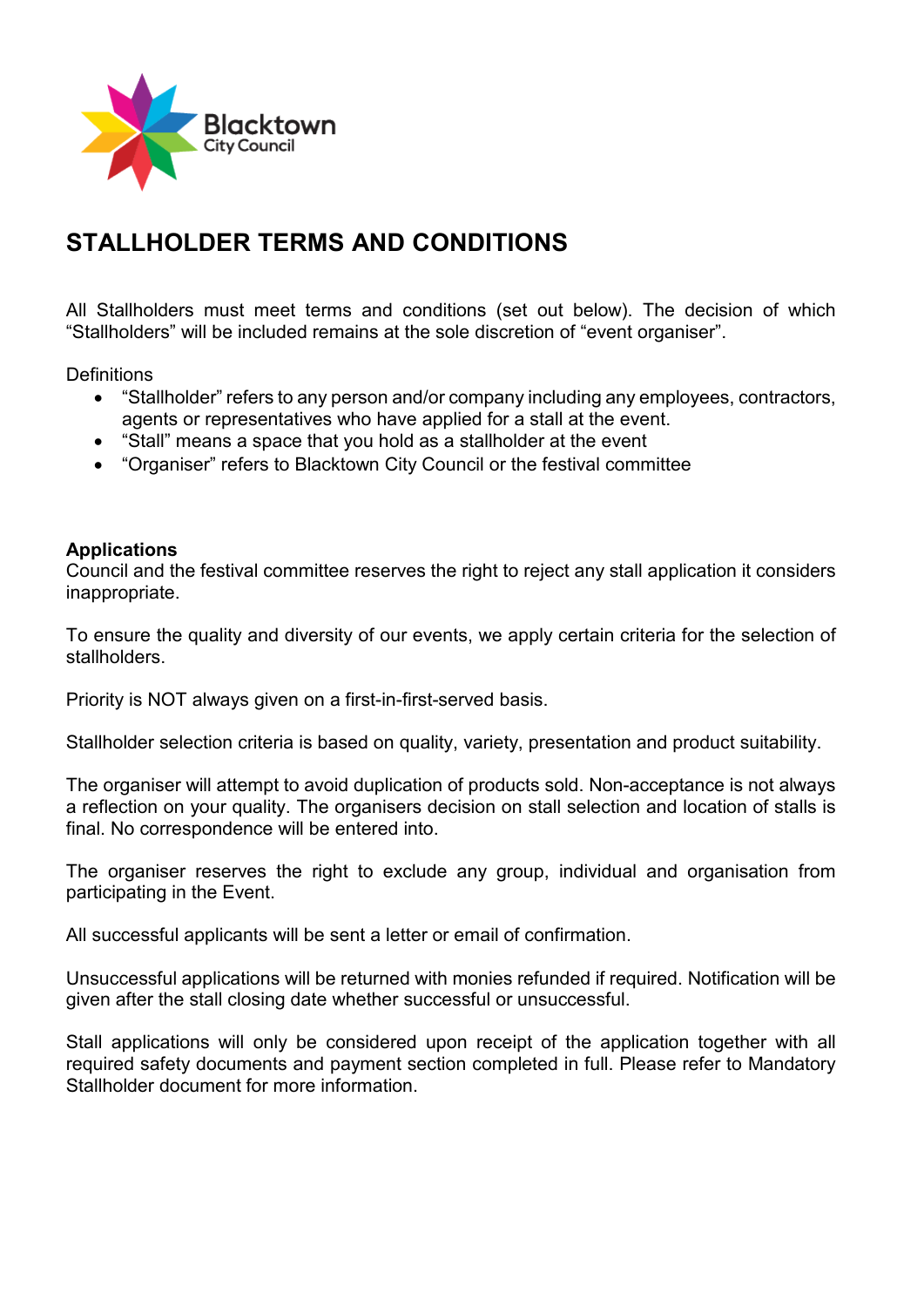# STALLHOLDER TERMS AND CONDITIONS

All Stallholders must meet terms and conditions (set out below). The decision of which "Stallholders" will be included remains at the sole discretion of "event organiser".

Definitions

- "Stallholder" refers to any person and/or company including any employees, contractors, agents or representatives who have applied for a stall at the event.
- "Stall" means a space that you hold as a stallholder at the event
- "Organiser" refers to Blacktown City Council or the festival committee

**Applications**

Council and the festival committee reserves the right to reject any stall application it considers inappropriate.

To ensure the quality and diversity of our events, we apply certain criteria for the selection of stallholders.

Priority is NOT always given on a first-in-first-served basis.

Stallholder selection criteria is based on quality, variety, presentation and product suitability.

The organiser will attempt to avoid duplication of products sold. Non-acceptance is not always a reflection on your quality. The organisers decision on stall selection and location of stalls is final. No correspondence will be entered into.

The organiser reserves the right to exclude any group, individual and organisation from participating in the Event.

All successful applicants will be sent a letter or email of confirmation.

Unsuccessful applications will be returned with monies refunded if required. Notification will be given after the stall closing date whether successful or unsuccessful.

Stall applications will only be considered upon receipt of the application together with all required safety documents and payment section completed in full. Please refer to Mandatory Stallholder document for more information.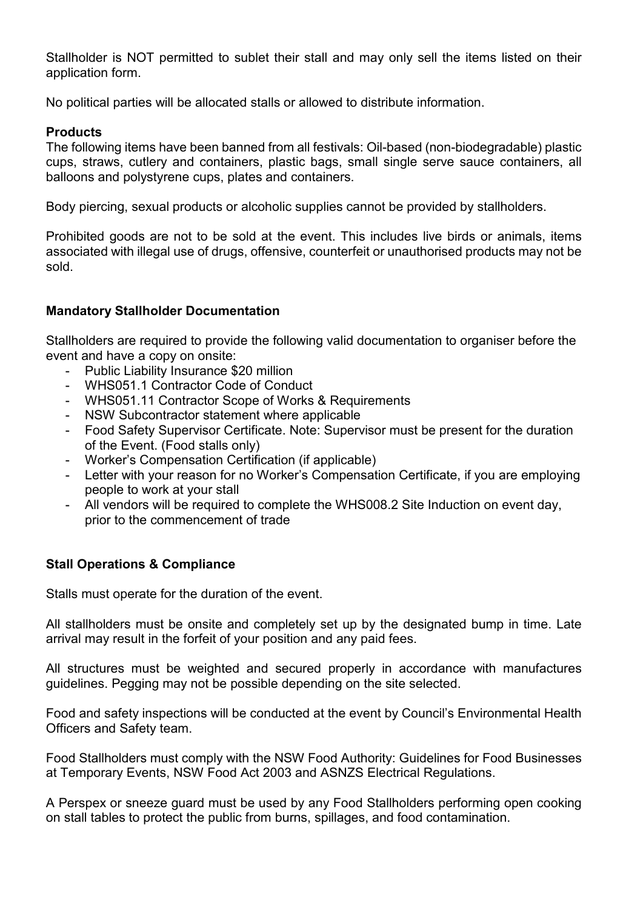Stallholder is NOT permitted to sublet their stall and may only sell the items listed on their application form.

No political parties will be allocated stalls or allowed to distribute information.

**Products**
The following items have been banned from all festivals: Oil-based (non-biodegradable) plastic cups, straws, cutlery and containers, plastic bags, small single serve sauce containers, all balloons and polystyrene cups, plates and containers.

Body piercing, sexual products or alcoholic supplies cannot be provided by stallholders.

Prohibited goods are not to be sold at the event. This includes live birds or animals, items associated with illegal use of drugs, offensive, counterfeit or unauthorised products may not be sold.

**Mandatory Stallholder Documentation**

Stallholders are required to provide the following valid documentation to organiser before the event and have a copy on onsite:

- Public Liability Insurance $20 million
- WHS051.1 Contractor Code of Conduct
- WHS051.11 Contractor Scope of Works & Requirements
- NSW Subcontractor statement where applicable
- Food Safety Supervisor Certificate. Note: Supervisor must be present for the duration of the Event. (Food stalls only)
- Worker's Compensation Certification (if applicable)
- Letter with your reason for no Worker's Compensation Certificate, if you are employing people to work at your stall
- All vendors will be required to complete the WHS008.2 Site Induction on event day, prior to the commencement of trade

**Stall Operations & Compliance**

Stalls must operate for the duration of the event.

All stallholders must be onsite and completely set up by the designated bump in time. Late arrival may result in the forfeit of your position and any paid fees.

All structures must be weighted and secured properly in accordance with manufactures guidelines. Pegging may not be possible depending on the site selected.

Food and safety inspections will be conducted at the event by Council's Environmental Health Officers and Safety team.

Food Stallholders must comply with the NSW Food Authority: Guidelines for Food Businesses at Temporary Events, NSW Food Act 2003 and ASNZS Electrical Regulations.

A Perspex or sneeze guard must be used by any Food Stallholders performing open cooking on stall tables to protect the public from burns, spillages, and food contamination.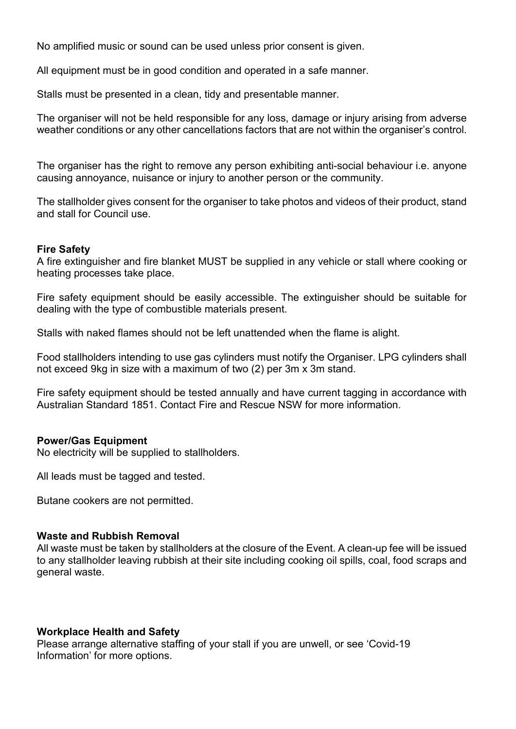No amplified music or sound can be used unless prior consent is given.

All equipment must be in good condition and operated in a safe manner.

Stalls must be presented in a clean, tidy and presentable manner.

The organiser will not be held responsible for any loss, damage or injury arising from adverse weather conditions or any other cancellations factors that are not within the organiser's control.

The organiser has the right to remove any person exhibiting anti-social behaviour i.e. anyone causing annoyance, nuisance or injury to another person or the community.

The stallholder gives consent for the organiser to take photos and videos of their product, stand and stall for Council use.

**Fire Safety**

A fire extinguisher and fire blanket MUST be supplied in any vehicle or stall where cooking or heating processes take place.

Fire safety equipment should be easily accessible. The extinguisher should be suitable for dealing with the type of combustible materials present.

Stalls with naked flames should not be left unattended when the flame is alight.

Food stallholders intending to use gas cylinders must notify the Organiser. LPG cylinders shall not exceed 9kg in size with a maximum of two (2) per 3m x 3m stand.

Fire safety equipment should be tested annually and have current tagging in accordance with Australian Standard 1851. Contact Fire and Rescue NSW for more information.

**Power/Gas Equipment**

No electricity will be supplied to stallholders.

All leads must be tagged and tested.

Butane cookers are not permitted.

**Waste and Rubbish Removal**

All waste must be taken by stallholders at the closure of the Event. A clean-up fee will be issued to any stallholder leaving rubbish at their site including cooking oil spills, coal, food scraps and general waste.

**Workplace Health and Safety**

Please arrange alternative staffing of your stall if you are unwell, or see 'Covid-19 Information' for more options.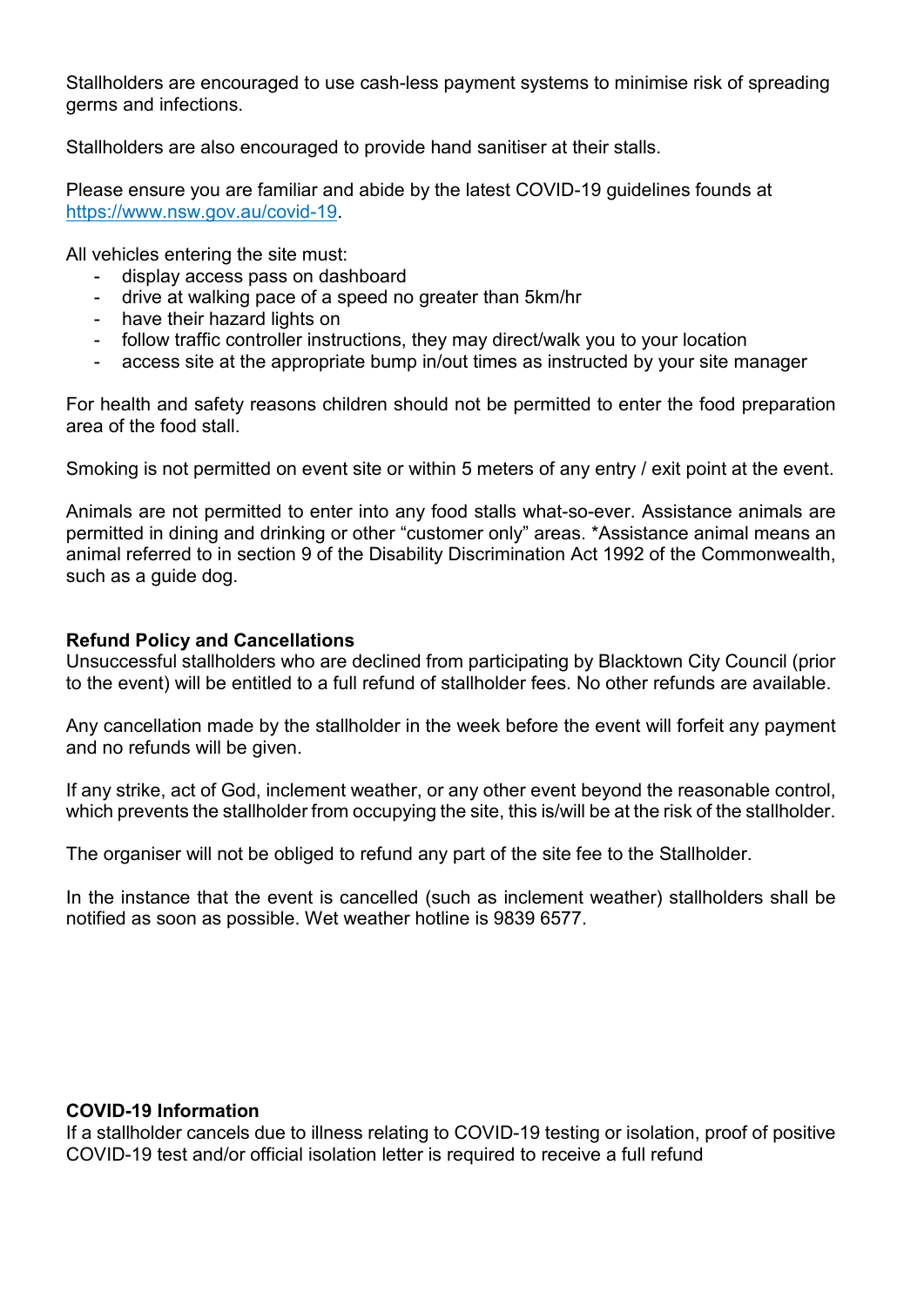Stallholders are encouraged to use cash-less payment systems to minimise risk of spreading germs and infections.

Stallholders are also encouraged to provide hand sanitiser at their stalls.

Please ensure you are familiar and abide by the latest COVID-19 guidelines founds at [https://www.nsw.gov.au/covid-19](https://www.nsw.gov.au/covid-19).

All vehicles entering the site must:

- display access pass on dashboard
- drive at walking pace of a speed no greater than 5km/hr
- have their hazard lights on
- follow traffic controller instructions, they may direct/walk you to your location
- access site at the appropriate bump in/out times as instructed by your site manager

For health and safety reasons children should not be permitted to enter the food preparation area of the food stall.

Smoking is not permitted on event site or within 5 meters of any entry / exit point at the event.

Animals are not permitted to enter into any food stalls what-so-ever. Assistance animals are permitted in dining and drinking or other "customer only" areas. *Assistance animal means an animal referred to in section 9 of the Disability Discrimination Act 1992 of the Commonwealth, such as a guide dog.

**Refund Policy and Cancellations**

Unsuccessful stallholders who are declined from participating by Blacktown City Council (prior to the event) will be entitled to a full refund of stallholder fees. No other refunds are available.

Any cancellation made by the stallholder in the week before the event will forfeit any payment and no refunds will be given.

If any strike, act of God, inclement weather, or any other event beyond the reasonable control, which prevents the stallholder from occupying the site, this is/will be at the risk of the stallholder.

The organiser will not be obliged to refund any part of the site fee to the Stallholder.

In the instance that the event is cancelled (such as inclement weather) stallholders shall be notified as soon as possible. Wet weather hotline is 9839 6577.

**COVID-19 Information**

If a stallholder cancels due to illness relating to COVID-19 testing or isolation, proof of positive COVID-19 test and/or official isolation letter is required to receive a full refund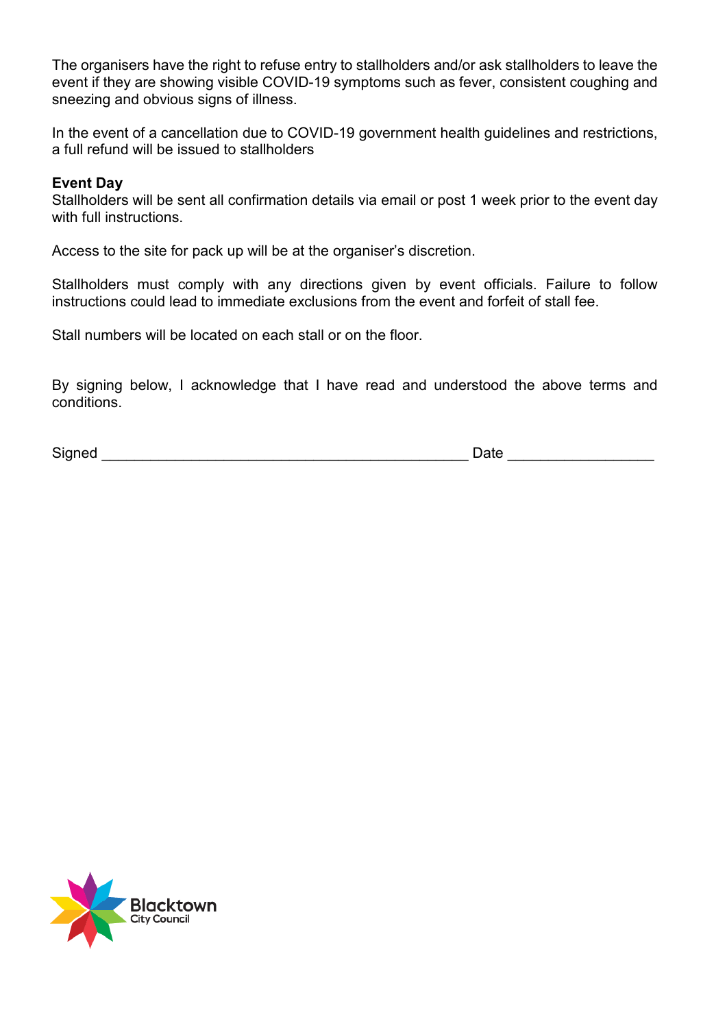The organisers have the right to refuse entry to stallholders and/or ask stallholders to leave the event if they are showing visible COVID-19 symptoms such as fever, consistent coughing and sneezing and obvious signs of illness.

In the event of a cancellation due to COVID-19 government health guidelines and restrictions, a full refund will be issued to stallholders

**Event Day**
Stallholders will be sent all confirmation details via email or post 1 week prior to the event day with full instructions.

Access to the site for pack up will be at the organiser's discretion.

Stallholders must comply with any directions given by event officials. Failure to follow instructions could lead to immediate exclusions from the event and forfeit of stall fee.

Stall numbers will be located on each stall or on the floor.

By signing below, I acknowledge that I have read and understood the above terms and conditions.

Signed _____________________________________________ Date _________________

Blacktown City Council